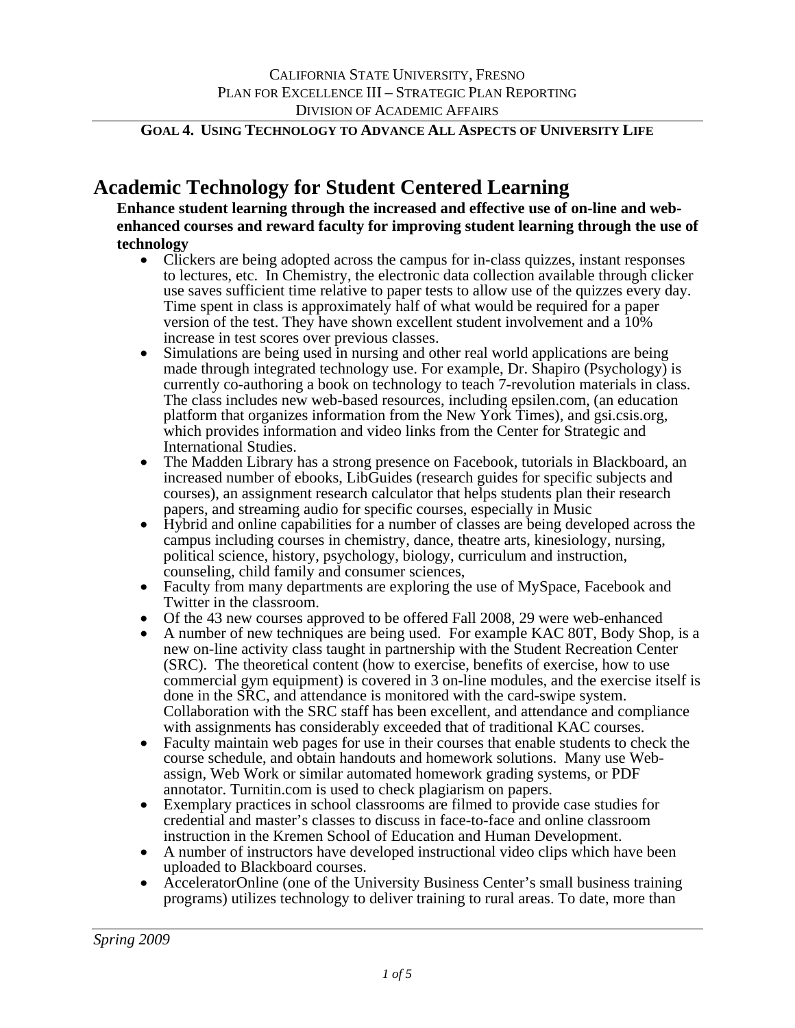CALIFORNIA STATE UNIVERSITY, FRESNO
PLAN FOR EXCELLENCE III – STRATEGIC PLAN REPORTING
DIVISION OF ACADEMIC AFFAIRS

**GOAL 4. USING TECHNOLOGY TO ADVANCE ALL ASPECTS OF UNIVERSITY LIFE**

# Academic Technology for Student Centered Learning

**Enhance student learning through the increased and effective use of on-line and web-enhanced courses and reward faculty for improving student learning through the use of technology**

- Clickers are being adopted across the campus for in-class quizzes, instant responses to lectures, etc. In Chemistry, the electronic data collection available through clicker use saves sufficient time relative to paper tests to allow use of the quizzes every day. Time spent in class is approximately half of what would be required for a paper version of the test. They have shown excellent student involvement and a 10% increase in test scores over previous classes.
- Simulations are being used in nursing and other real world applications are being made through integrated technology use. For example, Dr. Shapiro (Psychology) is currently co-authoring a book on technology to teach 7-revolution materials in class. The class includes new web-based resources, including epsilen.com, (an education platform that organizes information from the New York Times), and gsi.csis.org, which provides information and video links from the Center for Strategic and International Studies.
- The Madden Library has a strong presence on Facebook, tutorials in Blackboard, an increased number of ebooks, LibGuides (research guides for specific subjects and courses), an assignment research calculator that helps students plan their research papers, and streaming audio for specific courses, especially in Music
- Hybrid and online capabilities for a number of classes are being developed across the campus including courses in chemistry, dance, theatre arts, kinesiology, nursing, political science, history, psychology, biology, curriculum and instruction, counseling, child family and consumer sciences,
- Faculty from many departments are exploring the use of MySpace, Facebook and Twitter in the classroom.
- Of the 43 new courses approved to be offered Fall 2008, 29 were web-enhanced
- A number of new techniques are being used. For example KAC 80T, Body Shop, is a new on-line activity class taught in partnership with the Student Recreation Center (SRC). The theoretical content (how to exercise, benefits of exercise, how to use commercial gym equipment) is covered in 3 on-line modules, and the exercise itself is done in the SRC, and attendance is monitored with the card-swipe system. Collaboration with the SRC staff has been excellent, and attendance and compliance with assignments has considerably exceeded that of traditional KAC courses.
- Faculty maintain web pages for use in their courses that enable students to check the course schedule, and obtain handouts and homework solutions. Many use Web-assign, Web Work or similar automated homework grading systems, or PDF annotator. Turnitin.com is used to check plagiarism on papers.
- Exemplary practices in school classrooms are filmed to provide case studies for credential and master's classes to discuss in face-to-face and online classroom instruction in the Kremen School of Education and Human Development.
- A number of instructors have developed instructional video clips which have been uploaded to Blackboard courses.
- AcceleratorOnline (one of the University Business Center's small business training programs) utilizes technology to deliver training to rural areas. To date, more than

*Spring 2009*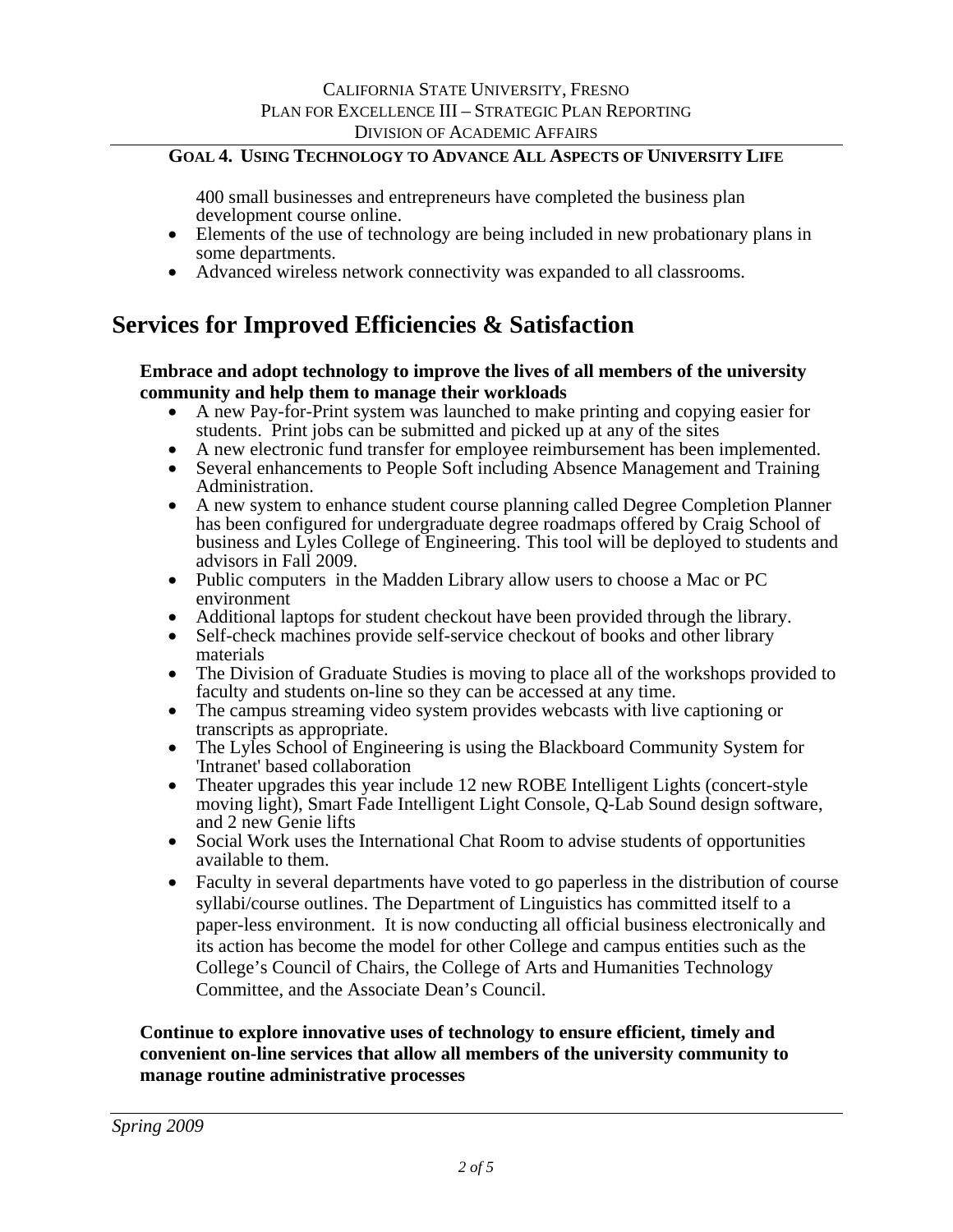400 small businesses and entrepreneurs have completed the business plan development course online.

- Elements of the use of technology are being included in new probationary plans in some departments.
- Advanced wireless network connectivity was expanded to all classrooms.

# Services for Improved Efficiencies & Satisfaction

**Embrace and adopt technology to improve the lives of all members of the university community and help them to manage their workloads**

- A new Pay-for-Print system was launched to make printing and copying easier for students. Print jobs can be submitted and picked up at any of the sites
- A new electronic fund transfer for employee reimbursement has been implemented.
- Several enhancements to People Soft including Absence Management and Training Administration.
- A new system to enhance student course planning called Degree Completion Planner has been configured for undergraduate degree roadmaps offered by Craig School of business and Lyles College of Engineering. This tool will be deployed to students and advisors in Fall 2009.
- Public computers in the Madden Library allow users to choose a Mac or PC environment
- Additional laptops for student checkout have been provided through the library.
- Self-check machines provide self-service checkout of books and other library materials
- The Division of Graduate Studies is moving to place all of the workshops provided to faculty and students on-line so they can be accessed at any time.
- The campus streaming video system provides webcasts with live captioning or transcripts as appropriate.
- The Lyles School of Engineering is using the Blackboard Community System for 'Intranet' based collaboration
- Theater upgrades this year include 12 new ROBE Intelligent Lights (concert-style moving light), Smart Fade Intelligent Light Console, Q-Lab Sound design software, and 2 new Genie lifts
- Social Work uses the International Chat Room to advise students of opportunities available to them.
- Faculty in several departments have voted to go paperless in the distribution of course syllabi/course outlines. The Department of Linguistics has committed itself to a paper-less environment. It is now conducting all official business electronically and its action has become the model for other College and campus entities such as the College's Council of Chairs, the College of Arts and Humanities Technology Committee, and the Associate Dean's Council.

**Continue to explore innovative uses of technology to ensure efficient, timely and convenient on-line services that allow all members of the university community to manage routine administrative processes**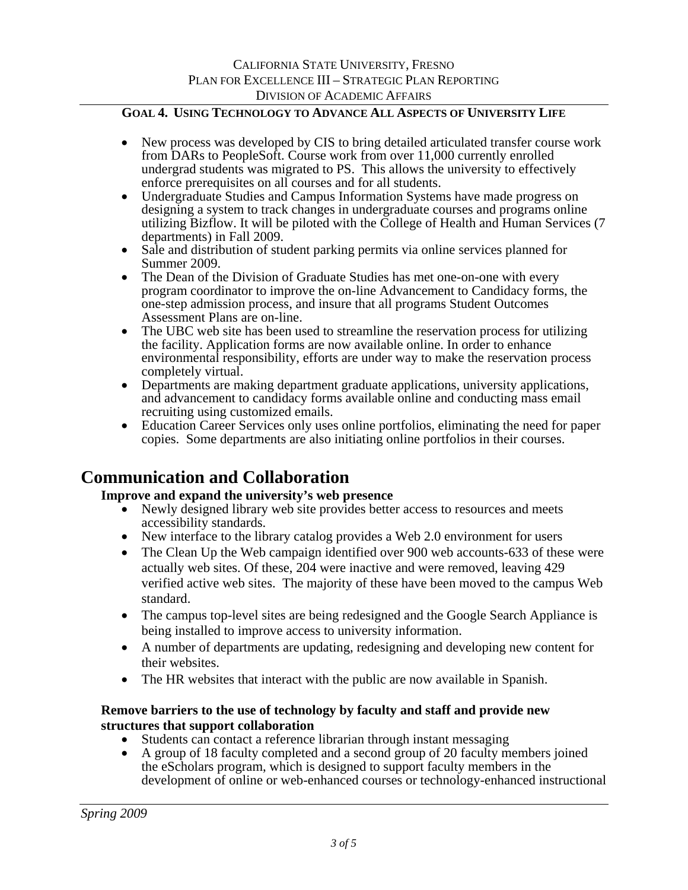**GOAL 4. USING TECHNOLOGY TO ADVANCE ALL ASPECTS OF UNIVERSITY LIFE**

- New process was developed by CIS to bring detailed articulated transfer course work from DARs to PeopleSoft. Course work from over 11,000 currently enrolled undergrad students was migrated to PS. This allows the university to effectively enforce prerequisites on all courses and for all students.
- Undergraduate Studies and Campus Information Systems have made progress on designing a system to track changes in undergraduate courses and programs online utilizing Bizflow. It will be piloted with the College of Health and Human Services (7 departments) in Fall 2009.
- Sale and distribution of student parking permits via online services planned for Summer 2009.
- The Dean of the Division of Graduate Studies has met one-on-one with every program coordinator to improve the on-line Advancement to Candidacy forms, the one-step admission process, and insure that all programs Student Outcomes Assessment Plans are on-line.
- The UBC web site has been used to streamline the reservation process for utilizing the facility. Application forms are now available online. In order to enhance environmental responsibility, efforts are under way to make the reservation process completely virtual.
- Departments are making department graduate applications, university applications, and advancement to candidacy forms available online and conducting mass email recruiting using customized emails.
- Education Career Services only uses online portfolios, eliminating the need for paper copies. Some departments are also initiating online portfolios in their courses.

# Communication and Collaboration

**Improve and expand the university's web presence**

- Newly designed library web site provides better access to resources and meets accessibility standards.
- New interface to the library catalog provides a Web 2.0 environment for users
- The Clean Up the Web campaign identified over 900 web accounts-633 of these were actually web sites. Of these, 204 were inactive and were removed, leaving 429 verified active web sites. The majority of these have been moved to the campus Web standard.
- The campus top-level sites are being redesigned and the Google Search Appliance is being installed to improve access to university information.
- A number of departments are updating, redesigning and developing new content for their websites.
- The HR websites that interact with the public are now available in Spanish.

**Remove barriers to the use of technology by faculty and staff and provide new structures that support collaboration**

- Students can contact a reference librarian through instant messaging
- A group of 18 faculty completed and a second group of 20 faculty members joined the eScholars program, which is designed to support faculty members in the development of online or web-enhanced courses or technology-enhanced instructional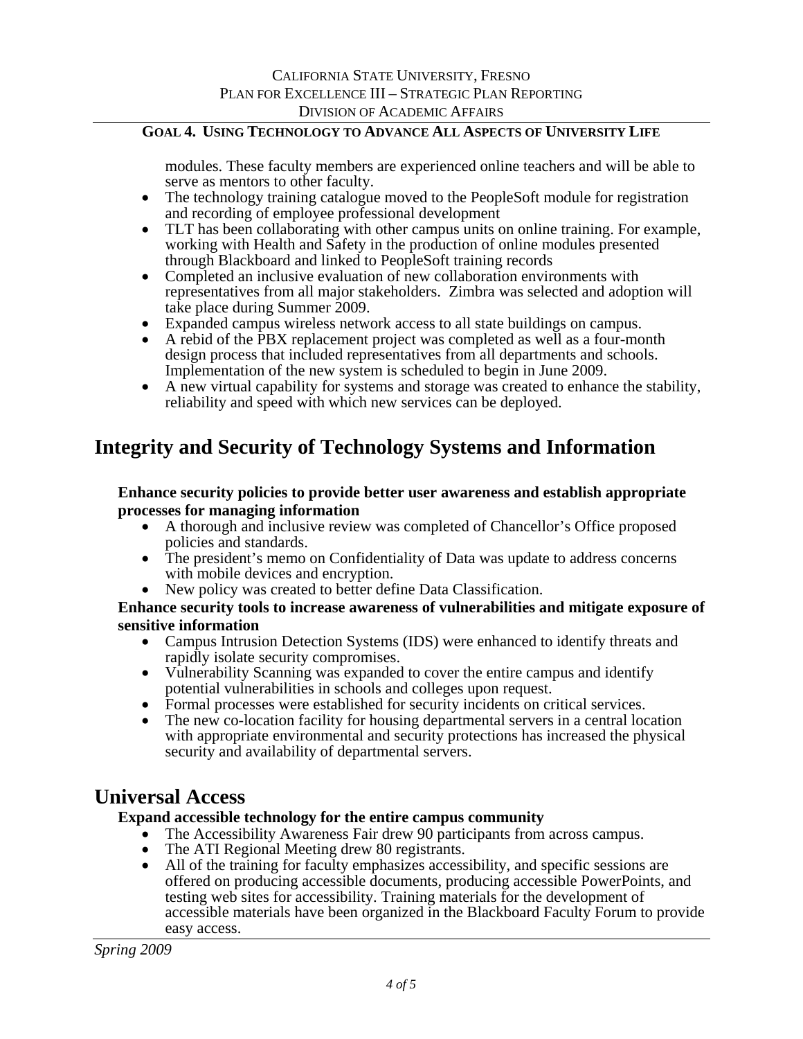modules. These faculty members are experienced online teachers and will be able to serve as mentors to other faculty.

- The technology training catalogue moved to the PeopleSoft module for registration and recording of employee professional development
- TLT has been collaborating with other campus units on online training. For example, working with Health and Safety in the production of online modules presented through Blackboard and linked to PeopleSoft training records
- Completed an inclusive evaluation of new collaboration environments with representatives from all major stakeholders. Zimbra was selected and adoption will take place during Summer 2009.
- Expanded campus wireless network access to all state buildings on campus.
- A rebid of the PBX replacement project was completed as well as a four-month design process that included representatives from all departments and schools. Implementation of the new system is scheduled to begin in June 2009.
- A new virtual capability for systems and storage was created to enhance the stability, reliability and speed with which new services can be deployed.

# Integrity and Security of Technology Systems and Information

**Enhance security policies to provide better user awareness and establish appropriate processes for managing information**

- A thorough and inclusive review was completed of Chancellor's Office proposed policies and standards.
- The president's memo on Confidentiality of Data was update to address concerns with mobile devices and encryption.
- New policy was created to better define Data Classification.

**Enhance security tools to increase awareness of vulnerabilities and mitigate exposure of sensitive information**

- Campus Intrusion Detection Systems (IDS) were enhanced to identify threats and rapidly isolate security compromises.
- Vulnerability Scanning was expanded to cover the entire campus and identify potential vulnerabilities in schools and colleges upon request.
- Formal processes were established for security incidents on critical services.
- The new co-location facility for housing departmental servers in a central location with appropriate environmental and security protections has increased the physical security and availability of departmental servers.

# Universal Access

**Expand accessible technology for the entire campus community**

- The Accessibility Awareness Fair drew 90 participants from across campus.
- The ATI Regional Meeting drew 80 registrants.
- All of the training for faculty emphasizes accessibility, and specific sessions are offered on producing accessible documents, producing accessible PowerPoints, and testing web sites for accessibility. Training materials for the development of accessible materials have been organized in the Blackboard Faculty Forum to provide easy access.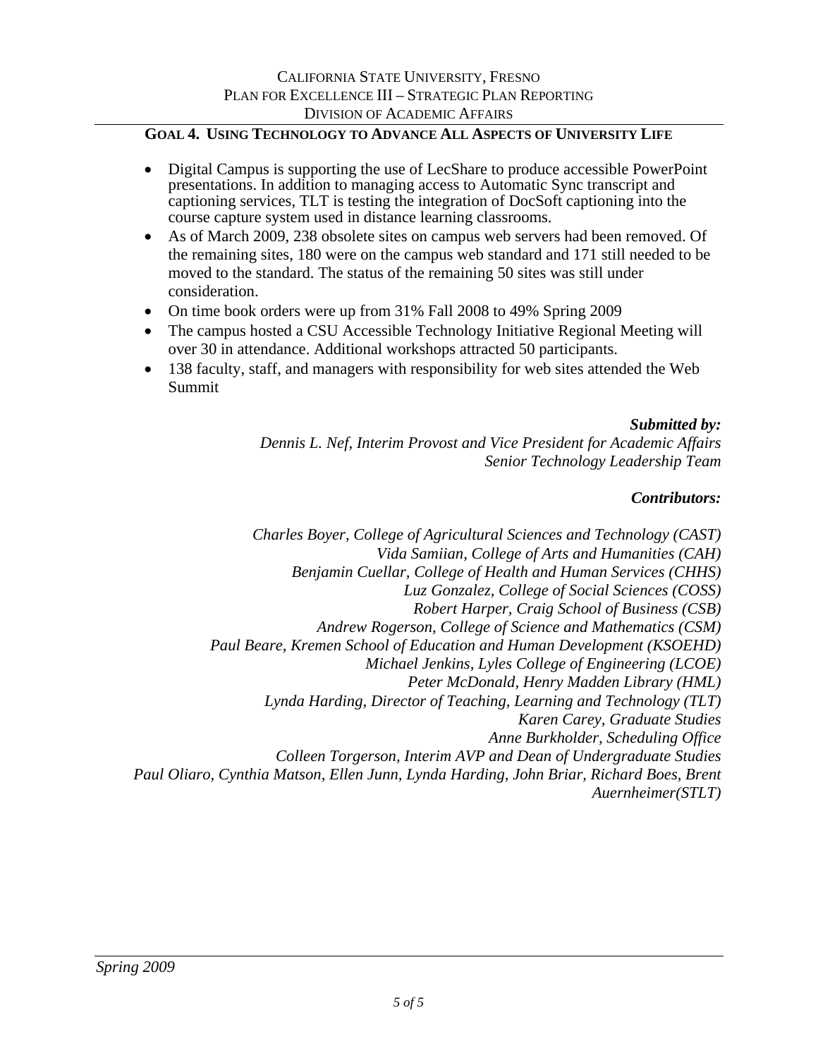## GOAL 4. USING TECHNOLOGY TO ADVANCE ALL ASPECTS OF UNIVERSITY LIFE

- Digital Campus is supporting the use of LecShare to produce accessible PowerPoint presentations. In addition to managing access to Automatic Sync transcript and captioning services, TLT is testing the integration of DocSoft captioning into the course capture system used in distance learning classrooms.
- As of March 2009, 238 obsolete sites on campus web servers had been removed. Of the remaining sites, 180 were on the campus web standard and 171 still needed to be moved to the standard. The status of the remaining 50 sites was still under consideration.
- On time book orders were up from 31% Fall 2008 to 49% Spring 2009
- The campus hosted a CSU Accessible Technology Initiative Regional Meeting will over 30 in attendance. Additional workshops attracted 50 participants.
- 138 faculty, staff, and managers with responsibility for web sites attended the Web Summit

***Submitted by:***
*Dennis L. Nef, Interim Provost and Vice President for Academic Affairs*
*Senior Technology Leadership Team*

***Contributors:***

*Charles Boyer, College of Agricultural Sciences and Technology (CAST)*
*Vida Samiian, College of Arts and Humanities (CAH)*
*Benjamin Cuellar, College of Health and Human Services (CHHS)*
*Luz Gonzalez, College of Social Sciences (COSS)*
*Robert Harper, Craig School of Business (CSB)*
*Andrew Rogerson, College of Science and Mathematics (CSM)*
*Paul Beare, Kremen School of Education and Human Development (KSOEHD)*
*Michael Jenkins, Lyles College of Engineering (LCOE)*
*Peter McDonald, Henry Madden Library (HML)*
*Lynda Harding, Director of Teaching, Learning and Technology (TLT)*
*Karen Carey, Graduate Studies*
*Anne Burkholder, Scheduling Office*
*Colleen Torgerson, Interim AVP and Dean of Undergraduate Studies*
*Paul Oliaro, Cynthia Matson, Ellen Junn, Lynda Harding, John Briar, Richard Boes, Brent Auernheimer(STLT)*